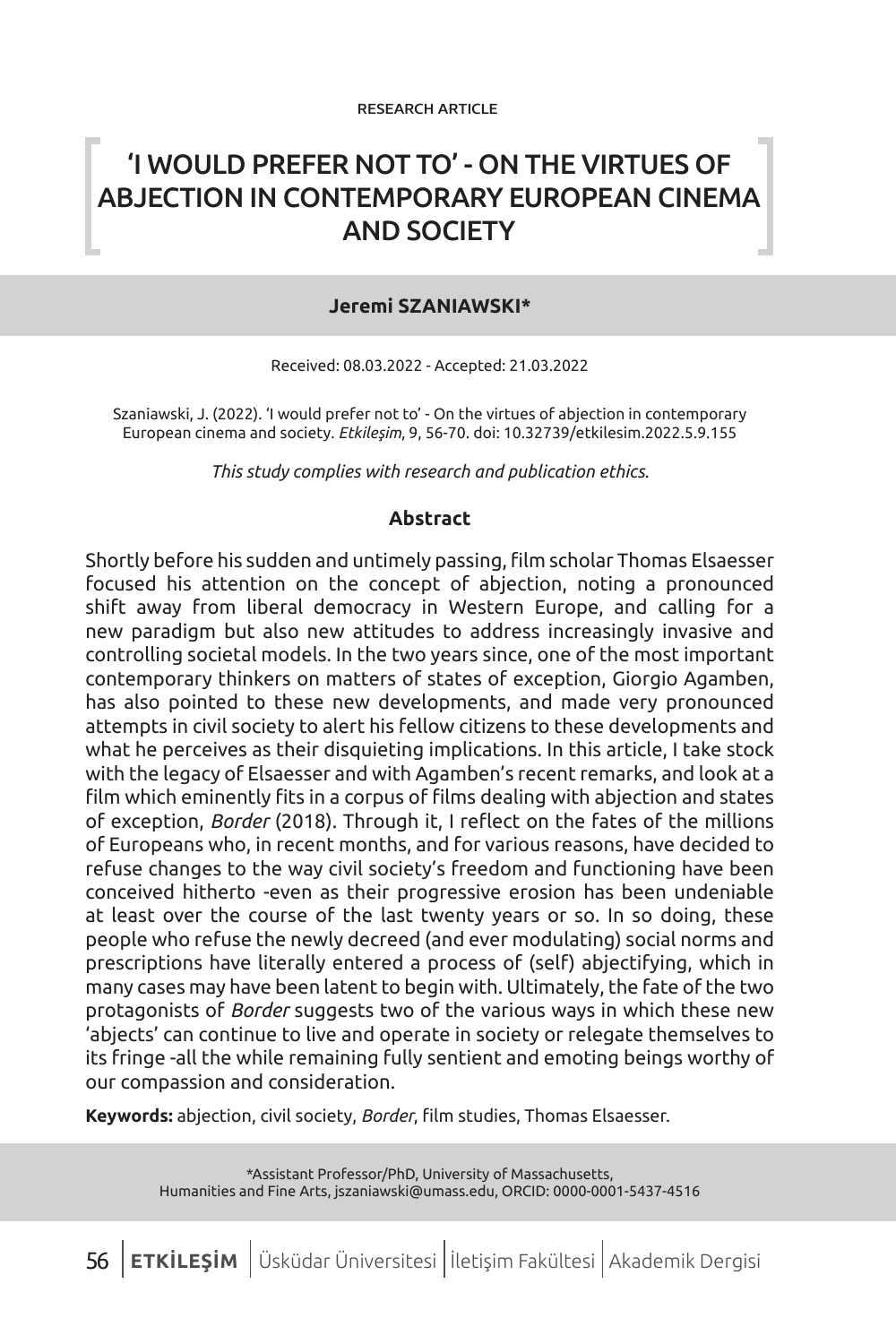RESEARCH ARTICLE

# 'I WOULD PREFER NOT TO' - ON THE VIRTUES OF ABJECTION IN CONTEMPORARY EUROPEAN CINEMA AND SOCIETY

**Jeremi SZANIAWSKI***

Received: 08.03.2022 - Accepted: 21.03.2022

Szaniawski, J. (2022). 'I would prefer not to' - On the virtues of abjection in contemporary European cinema and society. *Etkileşim*, 9, 56-70. doi: 10.32739/etkilesim.2022.5.9.155

*This study complies with research and publication ethics.*

### Abstract

Shortly before his sudden and untimely passing, film scholar Thomas Elsaesser focused his attention on the concept of abjection, noting a pronounced shift away from liberal democracy in Western Europe, and calling for a new paradigm but also new attitudes to address increasingly invasive and controlling societal models. In the two years since, one of the most important contemporary thinkers on matters of states of exception, Giorgio Agamben, has also pointed to these new developments, and made very pronounced attempts in civil society to alert his fellow citizens to these developments and what he perceives as their disquieting implications. In this article, I take stock with the legacy of Elsaesser and with Agamben's recent remarks, and look at a film which eminently fits in a corpus of films dealing with abjection and states of exception, *Border* (2018). Through it, I reflect on the fates of the millions of Europeans who, in recent months, and for various reasons, have decided to refuse changes to the way civil society's freedom and functioning have been conceived hitherto -even as their progressive erosion has been undeniable at least over the course of the last twenty years or so. In so doing, these people who refuse the newly decreed (and ever modulating) social norms and prescriptions have literally entered a process of (self) abjectifying, which in many cases may have been latent to begin with. Ultimately, the fate of the two protagonists of *Border* suggests two of the various ways in which these new 'abjects' can continue to live and operate in society or relegate themselves to its fringe -all the while remaining fully sentient and emoting beings worthy of our compassion and consideration.

**Keywords:** abjection, civil society, *Border*, film studies, Thomas Elsaesser.

*Assistant Professor/PhD, University of Massachusetts, Humanities and Fine Arts, jszaniawski@umass.edu, ORCID: 0000-0001-5437-4516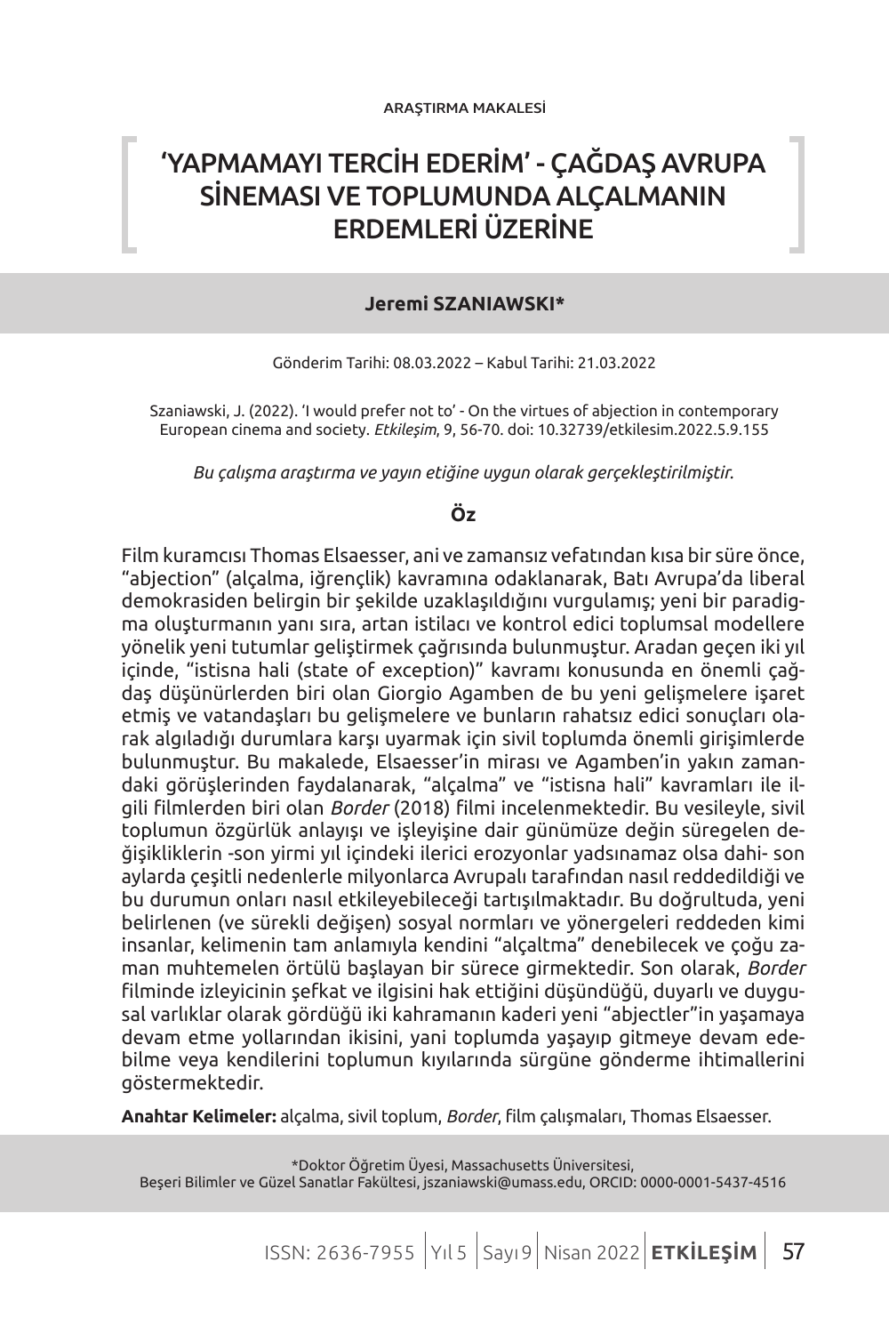ARAŞTIRMA MAKALESİ

# 'YAPMAMAYI TERCİH EDERİM' - ÇAĞDAŞ AVRUPA SİNEMASI VE TOPLUMUNDA ALÇALMANIN ERDEMLERİ ÜZERİNE

**Jeremi SZANIAWSKI***

Gönderim Tarihi: 08.03.2022 – Kabul Tarihi: 21.03.2022

Szaniawski, J. (2022). 'I would prefer not to' - On the virtues of abjection in contemporary European cinema and society. *Etkileşim*, 9, 56-70. doi: 10.32739/etkilesim.2022.5.9.155

*Bu çalışma araştırma ve yayın etiğine uygun olarak gerçekleştirilmiştir.*

## Öz

Film kuramcısı Thomas Elsaesser, ani ve zamansız vefatından kısa bir süre önce, "abjection" (alçalma, iğrençlik) kavramına odaklanarak, Batı Avrupa'da liberal demokrasiden belirgin bir şekilde uzaklaşıldığını vurgulamış; yeni bir paradigma oluşturmanın yanı sıra, artan istilacı ve kontrol edici toplumsal modellere yönelik yeni tutumlar geliştirmek çağrısında bulunmuştur. Aradan geçen iki yıl içinde, "istisna hali (state of exception)" kavramı konusunda en önemli çağdaş düşünürlerden biri olan Giorgio Agamben de bu yeni gelişmelere işaret etmiş ve vatandaşları bu gelişmelere ve bunların rahatsız edici sonuçları olarak algıladığı durumlara karşı uyarmak için sivil toplumda önemli girişimlerde bulunmuştur. Bu makalede, Elsaesser'in mirası ve Agamben'in yakın zamandaki görüşlerinden faydalanarak, "alçalma" ve "istisna hali" kavramları ile ilgili filmlerden biri olan *Border* (2018) filmi incelenmektedir. Bu vesileyle, sivil toplumun özgürlük anlayışı ve işleyişine dair günümüze değin süregelen değişikliklerin -son yirmi yıl içindeki ilerici erozyonlar yadsınamaz olsa dahi- son aylarda çeşitli nedenlerle milyonlarca Avrupalı tarafından nasıl reddedildiği ve bu durumun onları nasıl etkileyebileceği tartışılmaktadır. Bu doğrultuda, yeni belirlenen (ve sürekli değişen) sosyal normları ve yönergeleri reddeden kimi insanlar, kelimenin tam anlamıyla kendini "alçaltma" denebilecek ve çoğu zaman muhtemelen örtülü başlayan bir sürece girmektedir. Son olarak, *Border* filminde izleyicinin şefkat ve ilgisini hak ettiğini düşündüğü, duyarlı ve duygusal varlıklar olarak gördüğü iki kahramanın kaderi yeni "abjectler"in yaşamaya devam etme yollarından ikisini, yani toplumda yaşayıp gitmeye devam edebilme veya kendilerini toplumun kıyılarında sürgüne gönderme ihtimallerini göstermektedir.

**Anahtar Kelimeler:** alçalma, sivil toplum, *Border*, film çalışmaları, Thomas Elsaesser.

*Doktor Öğretim Üyesi, Massachusetts Üniversitesi, Beşeri Bilimler ve Güzel Sanatlar Fakültesi, jszaniawski@umass.edu, ORCID: 0000-0001-5437-4516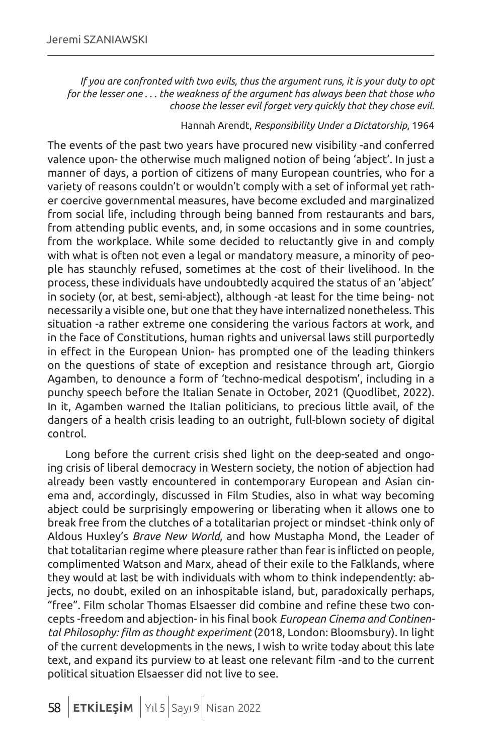*If you are confronted with two evils, thus the argument runs, it is your duty to opt for the lesser one . . . the weakness of the argument has always been that those who choose the lesser evil forget very quickly that they chose evil.*

Hannah Arendt, *Responsibility Under a Dictatorship*, 1964

The events of the past two years have procured new visibility -and conferred valence upon- the otherwise much maligned notion of being 'abject'. In just a manner of days, a portion of citizens of many European countries, who for a variety of reasons couldn't or wouldn't comply with a set of informal yet rather coercive governmental measures, have become excluded and marginalized from social life, including through being banned from restaurants and bars, from attending public events, and, in some occasions and in some countries, from the workplace. While some decided to reluctantly give in and comply with what is often not even a legal or mandatory measure, a minority of people has staunchly refused, sometimes at the cost of their livelihood. In the process, these individuals have undoubtedly acquired the status of an 'abject' in society (or, at best, semi-abject), although -at least for the time being- not necessarily a visible one, but one that they have internalized nonetheless. This situation -a rather extreme one considering the various factors at work, and in the face of Constitutions, human rights and universal laws still purportedly in effect in the European Union- has prompted one of the leading thinkers on the questions of state of exception and resistance through art, Giorgio Agamben, to denounce a form of 'techno-medical despotism', including in a punchy speech before the Italian Senate in October, 2021 (Quodlibet, 2022). In it, Agamben warned the Italian politicians, to precious little avail, of the dangers of a health crisis leading to an outright, full-blown society of digital control.

Long before the current crisis shed light on the deep-seated and ongoing crisis of liberal democracy in Western society, the notion of abjection had already been vastly encountered in contemporary European and Asian cinema and, accordingly, discussed in Film Studies, also in what way becoming abject could be surprisingly empowering or liberating when it allows one to break free from the clutches of a totalitarian project or mindset -think only of Aldous Huxley's *Brave New World*, and how Mustapha Mond, the Leader of that totalitarian regime where pleasure rather than fear is inflicted on people, complimented Watson and Marx, ahead of their exile to the Falklands, where they would at last be with individuals with whom to think independently: abjects, no doubt, exiled on an inhospitable island, but, paradoxically perhaps, "free". Film scholar Thomas Elsaesser did combine and refine these two concepts -freedom and abjection- in his final book *European Cinema and Continental Philosophy: film as thought experiment* (2018, London: Bloomsbury). In light of the current developments in the news, I wish to write today about this late text, and expand its purview to at least one relevant film -and to the current political situation Elsaesser did not live to see.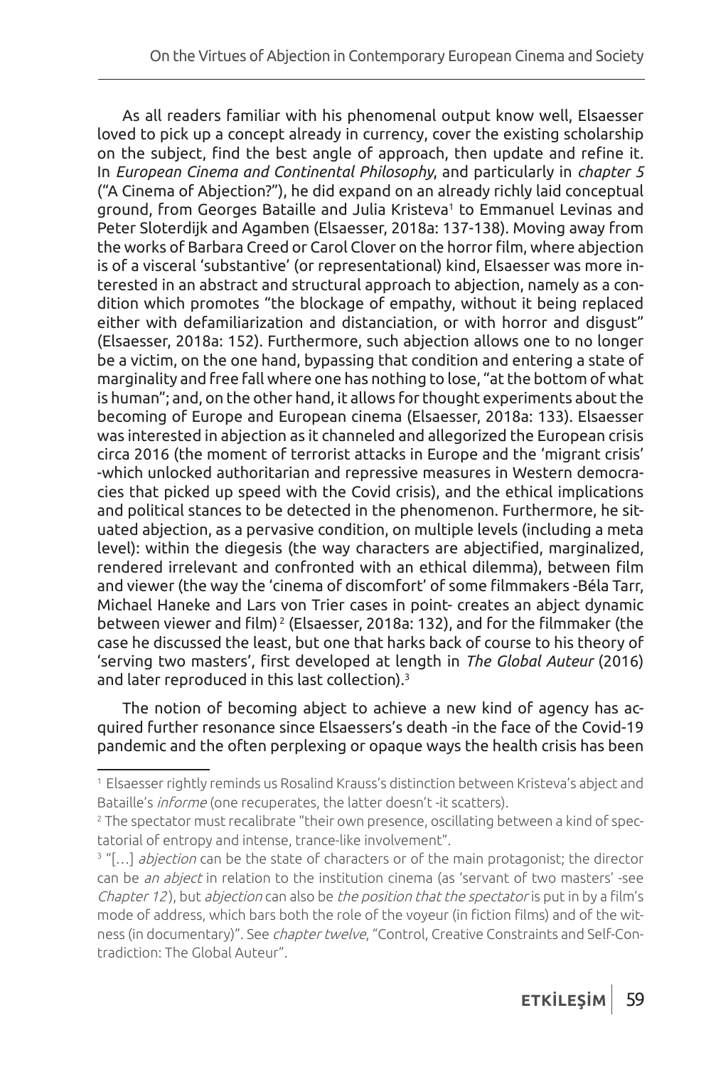As all readers familiar with his phenomenal output know well, Elsaesser loved to pick up a concept already in currency, cover the existing scholarship on the subject, find the best angle of approach, then update and refine it. In *European Cinema and Continental Philosophy*, and particularly in *chapter 5* ("A Cinema of Abjection?"), he did expand on an already richly laid conceptual ground, from Georges Bataille and Julia Kristeva[1] to Emmanuel Levinas and Peter Sloterdijk and Agamben (Elsaesser, 2018a: 137-138). Moving away from the works of Barbara Creed or Carol Clover on the horror film, where abjection is of a visceral 'substantive' (or representational) kind, Elsaesser was more interested in an abstract and structural approach to abjection, namely as a condition which promotes "the blockage of empathy, without it being replaced either with defamiliarization and distanciation, or with horror and disgust" (Elsaesser, 2018a: 152). Furthermore, such abjection allows one to no longer be a victim, on the one hand, bypassing that condition and entering a state of marginality and free fall where one has nothing to lose, "at the bottom of what is human"; and, on the other hand, it allows for thought experiments about the becoming of Europe and European cinema (Elsaesser, 2018a: 133). Elsaesser was interested in abjection as it channeled and allegorized the European crisis circa 2016 (the moment of terrorist attacks in Europe and the 'migrant crisis' -which unlocked authoritarian and repressive measures in Western democracies that picked up speed with the Covid crisis), and the ethical implications and political stances to be detected in the phenomenon. Furthermore, he situated abjection, as a pervasive condition, on multiple levels (including a meta level): within the diegesis (the way characters are abjectified, marginalized, rendered irrelevant and confronted with an ethical dilemma), between film and viewer (the way the 'cinema of discomfort' of some filmmakers -Béla Tarr, Michael Haneke and Lars von Trier cases in point- creates an abject dynamic between viewer and film)[2] (Elsaesser, 2018a: 132), and for the filmmaker (the case he discussed the least, but one that harks back of course to his theory of 'serving two masters', first developed at length in *The Global Auteur* (2016) and later reproduced in this last collection).[3]

The notion of becoming abject to achieve a new kind of agency has acquired further resonance since Elsaessers's death -in the face of the Covid-19 pandemic and the often perplexing or opaque ways the health crisis has been

---

[1] Elsaesser rightly reminds us Rosalind Krauss's distinction between Kristeva's abject and Bataille's *informe* (one recuperates, the latter doesn't -it scatters).

[2] The spectator must recalibrate "their own presence, oscillating between a kind of spectatorial of entropy and intense, trance-like involvement".

[3] "[…] *abjection* can be the state of characters or of the main protagonist; the director can be *an abject* in relation to the institution cinema (as 'servant of two masters' -see *Chapter 12*), but *abjection* can also be *the position that the spectator* is put in by a film's mode of address, which bars both the role of the voyeur (in fiction films) and of the witness (in documentary)". See *chapter twelve*, "Control, Creative Constraints and Self-Contradiction: The Global Auteur".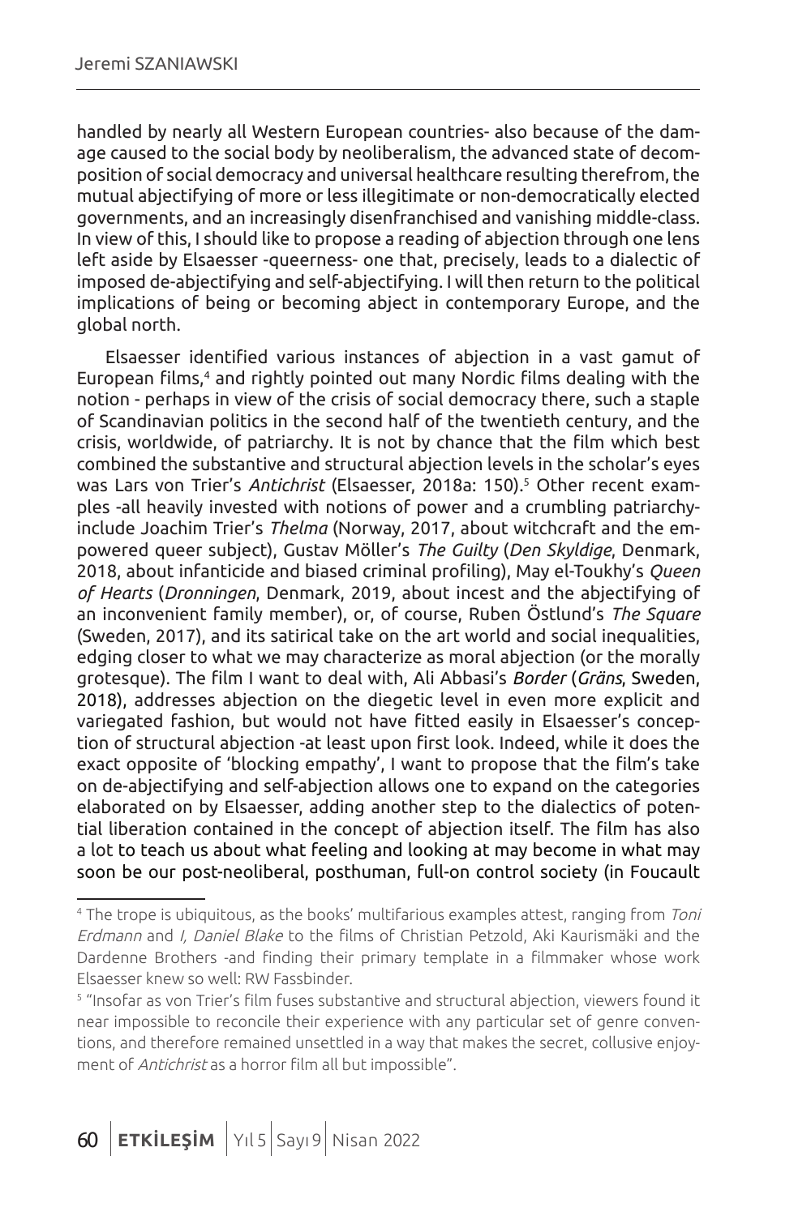handled by nearly all Western European countries- also because of the damage caused to the social body by neoliberalism, the advanced state of decomposition of social democracy and universal healthcare resulting therefrom, the mutual abjectifying of more or less illegitimate or non-democratically elected governments, and an increasingly disenfranchised and vanishing middle-class. In view of this, I should like to propose a reading of abjection through one lens left aside by Elsaesser -queerness- one that, precisely, leads to a dialectic of imposed de-abjectifying and self-abjectifying. I will then return to the political implications of being or becoming abject in contemporary Europe, and the global north.

Elsaesser identified various instances of abjection in a vast gamut of European films,[4] and rightly pointed out many Nordic films dealing with the notion - perhaps in view of the crisis of social democracy there, such a staple of Scandinavian politics in the second half of the twentieth century, and the crisis, worldwide, of patriarchy. It is not by chance that the film which best combined the substantive and structural abjection levels in the scholar's eyes was Lars von Trier's *Antichrist* (Elsaesser, 2018a: 150).[5] Other recent examples -all heavily invested with notions of power and a crumbling patriarchy- include Joachim Trier's *Thelma* (Norway, 2017, about witchcraft and the empowered queer subject), Gustav Möller's *The Guilty* (*Den Skyldige*, Denmark, 2018, about infanticide and biased criminal profiling), May el-Toukhy's *Queen of Hearts* (*Dronningen*, Denmark, 2019, about incest and the abjectifying of an inconvenient family member), or, of course, Ruben Östlund's *The Square* (Sweden, 2017), and its satirical take on the art world and social inequalities, edging closer to what we may characterize as moral abjection (or the morally grotesque). The film I want to deal with, Ali Abbasi's *Border* (*Gräns*, Sweden, 2018), addresses abjection on the diegetic level in even more explicit and variegated fashion, but would not have fitted easily in Elsaesser's conception of structural abjection -at least upon first look. Indeed, while it does the exact opposite of 'blocking empathy', I want to propose that the film's take on de-abjectifying and self-abjection allows one to expand on the categories elaborated on by Elsaesser, adding another step to the dialectics of potential liberation contained in the concept of abjection itself. The film has also a lot to teach us about what feeling and looking at may become in what may soon be our post-neoliberal, posthuman, full-on control society (in Foucault

---

[4] The trope is ubiquitous, as the books' multifarious examples attest, ranging from *Toni Erdmann* and *I, Daniel Blake* to the films of Christian Petzold, Aki Kaurismäki and the Dardenne Brothers -and finding their primary template in a filmmaker whose work Elsaesser knew so well: RW Fassbinder.

[5] "Insofar as von Trier's film fuses substantive and structural abjection, viewers found it near impossible to reconcile their experience with any particular set of genre conventions, and therefore remained unsettled in a way that makes the secret, collusive enjoyment of *Antichrist* as a horror film all but impossible".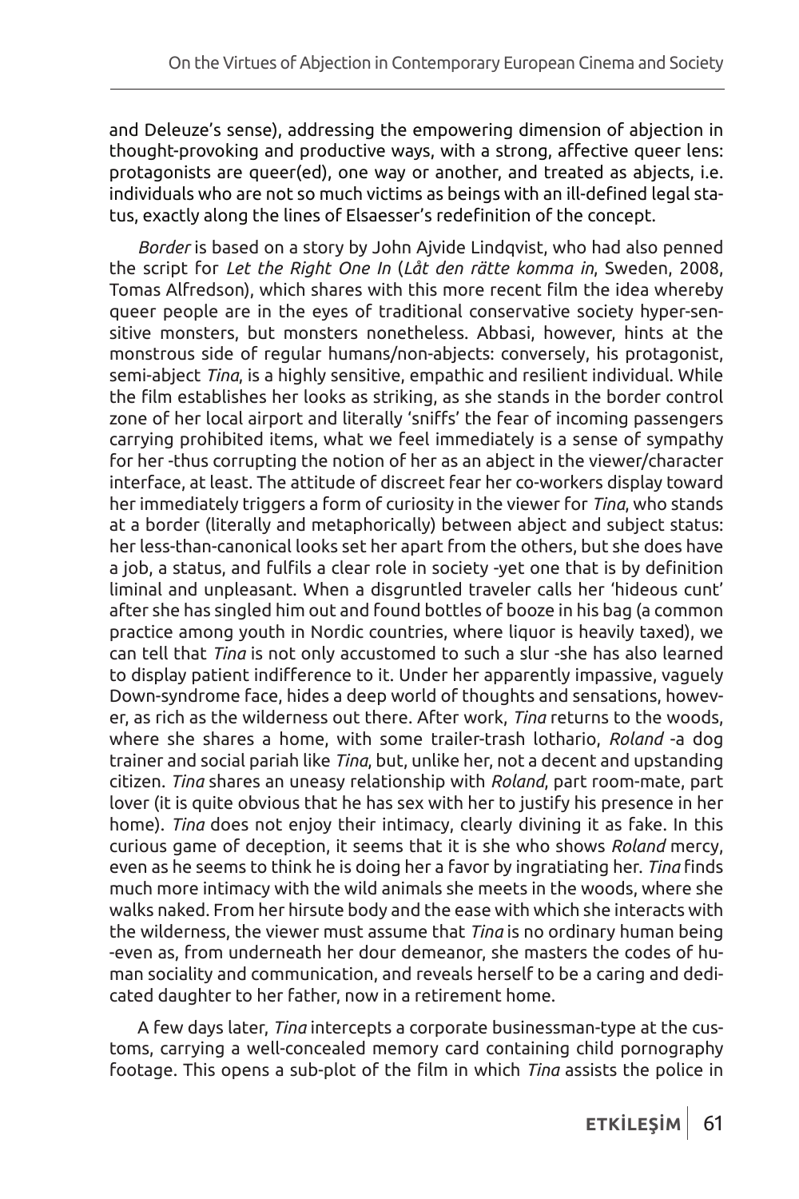and Deleuze's sense), addressing the empowering dimension of abjection in thought-provoking and productive ways, with a strong, affective queer lens: protagonists are queer(ed), one way or another, and treated as abjects, i.e. individuals who are not so much victims as beings with an ill-defined legal status, exactly along the lines of Elsaesser's redefinition of the concept.

*Border* is based on a story by John Ajvide Lindqvist, who had also penned the script for *Let the Right One In* (*Låt den rätte komma in*, Sweden, 2008, Tomas Alfredson), which shares with this more recent film the idea whereby queer people are in the eyes of traditional conservative society hyper-sensitive monsters, but monsters nonetheless. Abbasi, however, hints at the monstrous side of regular humans/non-abjects: conversely, his protagonist, semi-abject *Tina*, is a highly sensitive, empathic and resilient individual. While the film establishes her looks as striking, as she stands in the border control zone of her local airport and literally 'sniffs' the fear of incoming passengers carrying prohibited items, what we feel immediately is a sense of sympathy for her -thus corrupting the notion of her as an abject in the viewer/character interface, at least. The attitude of discreet fear her co-workers display toward her immediately triggers a form of curiosity in the viewer for *Tina*, who stands at a border (literally and metaphorically) between abject and subject status: her less-than-canonical looks set her apart from the others, but she does have a job, a status, and fulfils a clear role in society -yet one that is by definition liminal and unpleasant. When a disgruntled traveler calls her 'hideous cunt' after she has singled him out and found bottles of booze in his bag (a common practice among youth in Nordic countries, where liquor is heavily taxed), we can tell that *Tina* is not only accustomed to such a slur -she has also learned to display patient indifference to it. Under her apparently impassive, vaguely Down-syndrome face, hides a deep world of thoughts and sensations, however, as rich as the wilderness out there. After work, *Tina* returns to the woods, where she shares a home, with some trailer-trash lothario, *Roland* -a dog trainer and social pariah like *Tina*, but, unlike her, not a decent and upstanding citizen. *Tina* shares an uneasy relationship with *Roland*, part room-mate, part lover (it is quite obvious that he has sex with her to justify his presence in her home). *Tina* does not enjoy their intimacy, clearly divining it as fake. In this curious game of deception, it seems that it is she who shows *Roland* mercy, even as he seems to think he is doing her a favor by ingratiating her. *Tina* finds much more intimacy with the wild animals she meets in the woods, where she walks naked. From her hirsute body and the ease with which she interacts with the wilderness, the viewer must assume that *Tina* is no ordinary human being -even as, from underneath her dour demeanor, she masters the codes of human sociality and communication, and reveals herself to be a caring and dedicated daughter to her father, now in a retirement home.

A few days later, *Tina* intercepts a corporate businessman-type at the customs, carrying a well-concealed memory card containing child pornography footage. This opens a sub-plot of the film in which *Tina* assists the police in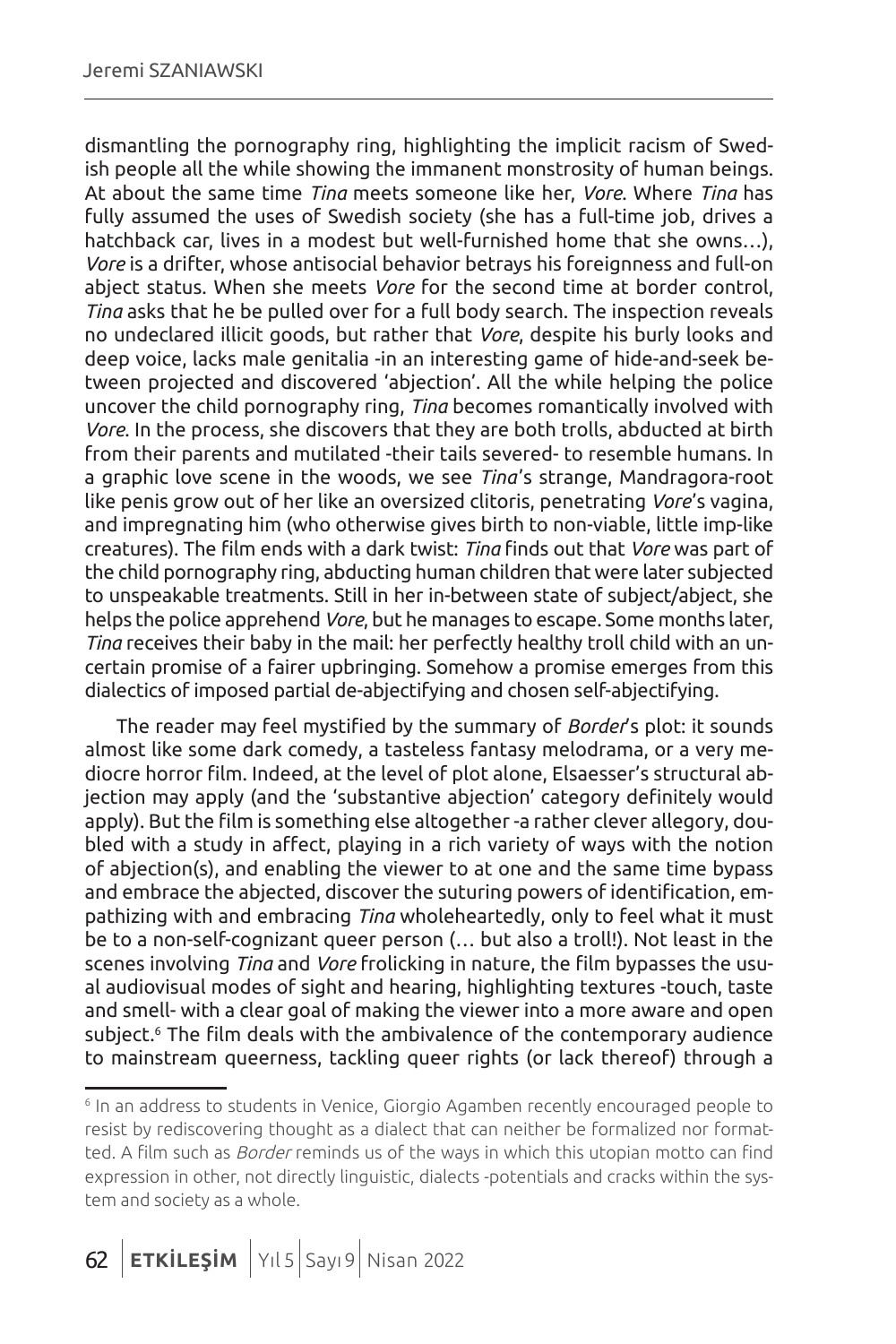dismantling the pornography ring, highlighting the implicit racism of Swedish people all the while showing the immanent monstrosity of human beings. At about the same time *Tina* meets someone like her, *Vore*. Where *Tina* has fully assumed the uses of Swedish society (she has a full-time job, drives a hatchback car, lives in a modest but well-furnished home that she owns…), *Vore* is a drifter, whose antisocial behavior betrays his foreignness and full-on abject status. When she meets *Vore* for the second time at border control, *Tina* asks that he be pulled over for a full body search. The inspection reveals no undeclared illicit goods, but rather that *Vore*, despite his burly looks and deep voice, lacks male genitalia -in an interesting game of hide-and-seek between projected and discovered 'abjection'. All the while helping the police uncover the child pornography ring, *Tina* becomes romantically involved with *Vore*. In the process, she discovers that they are both trolls, abducted at birth from their parents and mutilated -their tails severed- to resemble humans. In a graphic love scene in the woods, we see *Tina*'s strange, Mandragora-root like penis grow out of her like an oversized clitoris, penetrating *Vore*'s vagina, and impregnating him (who otherwise gives birth to non-viable, little imp-like creatures). The film ends with a dark twist: *Tina* finds out that *Vore* was part of the child pornography ring, abducting human children that were later subjected to unspeakable treatments. Still in her in-between state of subject/abject, she helps the police apprehend *Vore*, but he manages to escape. Some months later, *Tina* receives their baby in the mail: her perfectly healthy troll child with an uncertain promise of a fairer upbringing. Somehow a promise emerges from this dialectics of imposed partial de-abjectifying and chosen self-abjectifying.

The reader may feel mystified by the summary of *Border*'s plot: it sounds almost like some dark comedy, a tasteless fantasy melodrama, or a very mediocre horror film. Indeed, at the level of plot alone, Elsaesser's structural abjection may apply (and the 'substantive abjection' category definitely would apply). But the film is something else altogether -a rather clever allegory, doubled with a study in affect, playing in a rich variety of ways with the notion of abjection(s), and enabling the viewer to at one and the same time bypass and embrace the abjected, discover the suturing powers of identification, empathizing with and embracing *Tina* wholeheartedly, only to feel what it must be to a non-self-cognizant queer person (… but also a troll!). Not least in the scenes involving *Tina* and *Vore* frolicking in nature, the film bypasses the usual audiovisual modes of sight and hearing, highlighting textures -touch, taste and smell- with a clear goal of making the viewer into a more aware and open subject.[6] The film deals with the ambivalence of the contemporary audience to mainstream queerness, tackling queer rights (or lack thereof) through a

---

[6] In an address to students in Venice, Giorgio Agamben recently encouraged people to resist by rediscovering thought as a dialect that can neither be formalized nor formatted. A film such as *Border* reminds us of the ways in which this utopian motto can find expression in other, not directly linguistic, dialects -potentials and cracks within the system and society as a whole.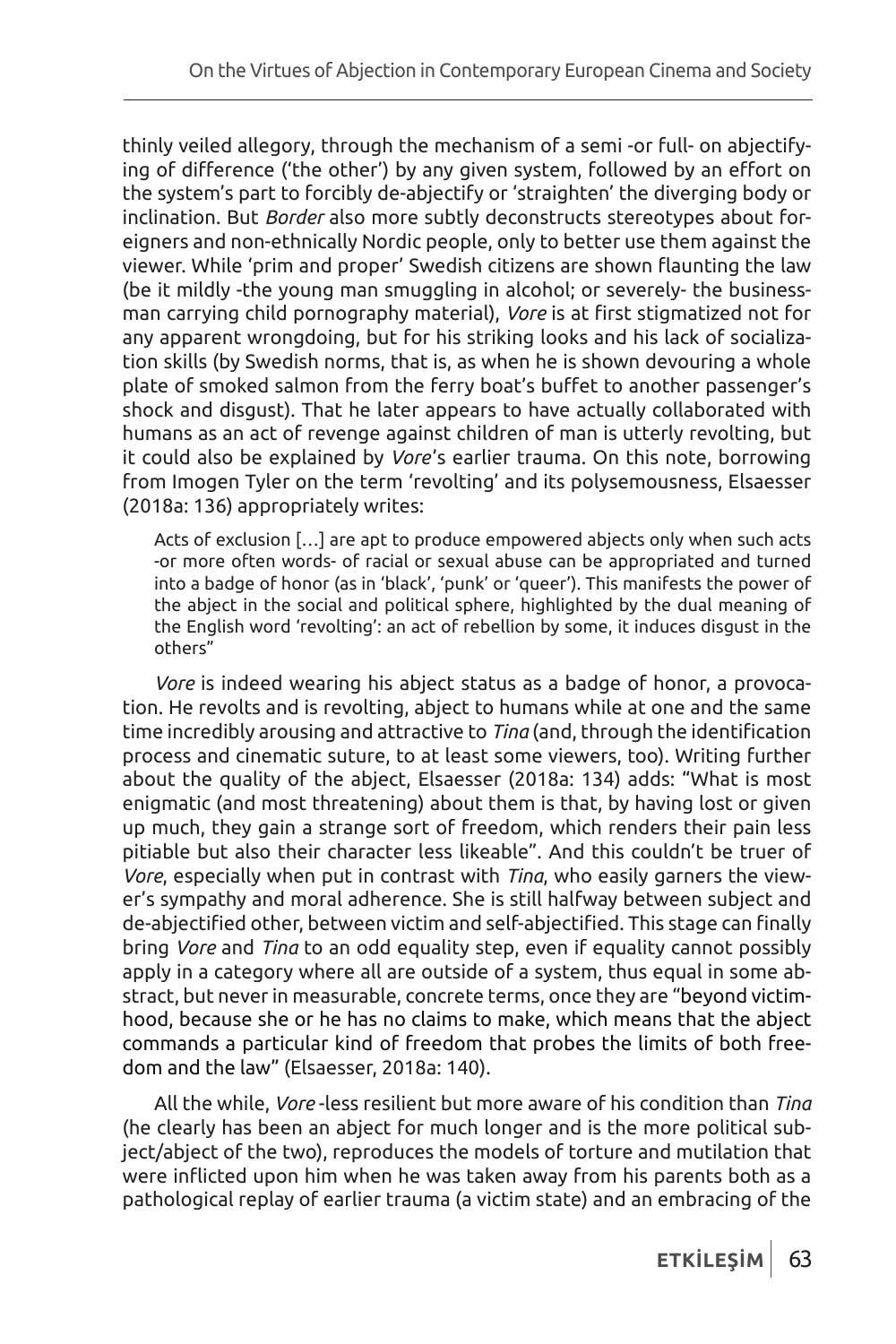thinly veiled allegory, through the mechanism of a semi -or full- on abjectifying of difference ('the other') by any given system, followed by an effort on the system's part to forcibly de-abjectify or 'straighten' the diverging body or inclination. But *Border* also more subtly deconstructs stereotypes about foreigners and non-ethnically Nordic people, only to better use them against the viewer. While 'prim and proper' Swedish citizens are shown flaunting the law (be it mildly -the young man smuggling in alcohol; or severely- the businessman carrying child pornography material), *Vore* is at first stigmatized not for any apparent wrongdoing, but for his striking looks and his lack of socialization skills (by Swedish norms, that is, as when he is shown devouring a whole plate of smoked salmon from the ferry boat's buffet to another passenger's shock and disgust). That he later appears to have actually collaborated with humans as an act of revenge against children of man is utterly revolting, but it could also be explained by *Vore*'s earlier trauma. On this note, borrowing from Imogen Tyler on the term 'revolting' and its polysemousness, Elsaesser (2018a: 136) appropriately writes:

> Acts of exclusion […] are apt to produce empowered abjects only when such acts -or more often words- of racial or sexual abuse can be appropriated and turned into a badge of honor (as in 'black', 'punk' or 'queer'). This manifests the power of the abject in the social and political sphere, highlighted by the dual meaning of the English word 'revolting': an act of rebellion by some, it induces disgust in the others"

*Vore* is indeed wearing his abject status as a badge of honor, a provocation. He revolts and is revolting, abject to humans while at one and the same time incredibly arousing and attractive to *Tina* (and, through the identification process and cinematic suture, to at least some viewers, too). Writing further about the quality of the abject, Elsaesser (2018a: 134) adds: "What is most enigmatic (and most threatening) about them is that, by having lost or given up much, they gain a strange sort of freedom, which renders their pain less pitiable but also their character less likeable". And this couldn't be truer of *Vore*, especially when put in contrast with *Tina*, who easily garners the viewer's sympathy and moral adherence. She is still halfway between subject and de-abjectified other, between victim and self-abjectified. This stage can finally bring *Vore* and *Tina* to an odd equality step, even if equality cannot possibly apply in a category where all are outside of a system, thus equal in some abstract, but never in measurable, concrete terms, once they are "beyond victimhood, because she or he has no claims to make, which means that the abject commands a particular kind of freedom that probes the limits of both freedom and the law" (Elsaesser, 2018a: 140).

All the while, *Vore* -less resilient but more aware of his condition than *Tina* (he clearly has been an abject for much longer and is the more political subject/abject of the two), reproduces the models of torture and mutilation that were inflicted upon him when he was taken away from his parents both as a pathological replay of earlier trauma (a victim state) and an embracing of the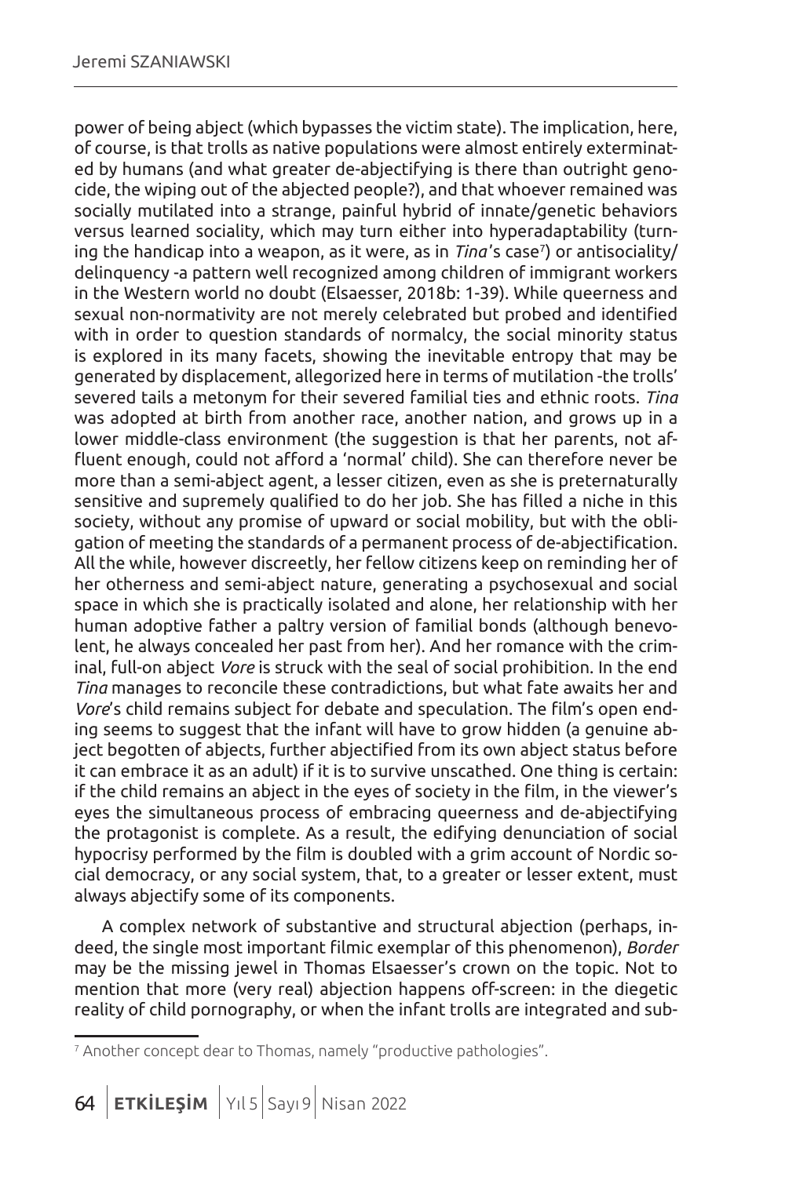power of being abject (which bypasses the victim state). The implication, here, of course, is that trolls as native populations were almost entirely exterminated by humans (and what greater de-abjectifying is there than outright genocide, the wiping out of the abjected people?), and that whoever remained was socially mutilated into a strange, painful hybrid of innate/genetic behaviors versus learned sociality, which may turn either into hyperadaptability (turning the handicap into a weapon, as it were, as in *Tina*'s case[7]) or antisociality/delinquency -a pattern well recognized among children of immigrant workers in the Western world no doubt (Elsaesser, 2018b: 1-39). While queerness and sexual non-normativity are not merely celebrated but probed and identified with in order to question standards of normalcy, the social minority status is explored in its many facets, showing the inevitable entropy that may be generated by displacement, allegorized here in terms of mutilation -the trolls' severed tails a metonym for their severed familial ties and ethnic roots. *Tina* was adopted at birth from another race, another nation, and grows up in a lower middle-class environment (the suggestion is that her parents, not affluent enough, could not afford a 'normal' child). She can therefore never be more than a semi-abject agent, a lesser citizen, even as she is preternaturally sensitive and supremely qualified to do her job. She has filled a niche in this society, without any promise of upward or social mobility, but with the obligation of meeting the standards of a permanent process of de-abjectification. All the while, however discreetly, her fellow citizens keep on reminding her of her otherness and semi-abject nature, generating a psychosexual and social space in which she is practically isolated and alone, her relationship with her human adoptive father a paltry version of familial bonds (although benevolent, he always concealed her past from her). And her romance with the criminal, full-on abject *Vore* is struck with the seal of social prohibition. In the end *Tina* manages to reconcile these contradictions, but what fate awaits her and *Vore*'s child remains subject for debate and speculation. The film's open ending seems to suggest that the infant will have to grow hidden (a genuine abject begotten of abjects, further abjectified from its own abject status before it can embrace it as an adult) if it is to survive unscathed. One thing is certain: if the child remains an abject in the eyes of society in the film, in the viewer's eyes the simultaneous process of embracing queerness and de-abjectifying the protagonist is complete. As a result, the edifying denunciation of social hypocrisy performed by the film is doubled with a grim account of Nordic social democracy, or any social system, that, to a greater or lesser extent, must always abjectify some of its components.

A complex network of substantive and structural abjection (perhaps, indeed, the single most important filmic exemplar of this phenomenon), *Border* may be the missing jewel in Thomas Elsaesser's crown on the topic. Not to mention that more (very real) abjection happens off-screen: in the diegetic reality of child pornography, or when the infant trolls are integrated and sub-

[7] Another concept dear to Thomas, namely "productive pathologies".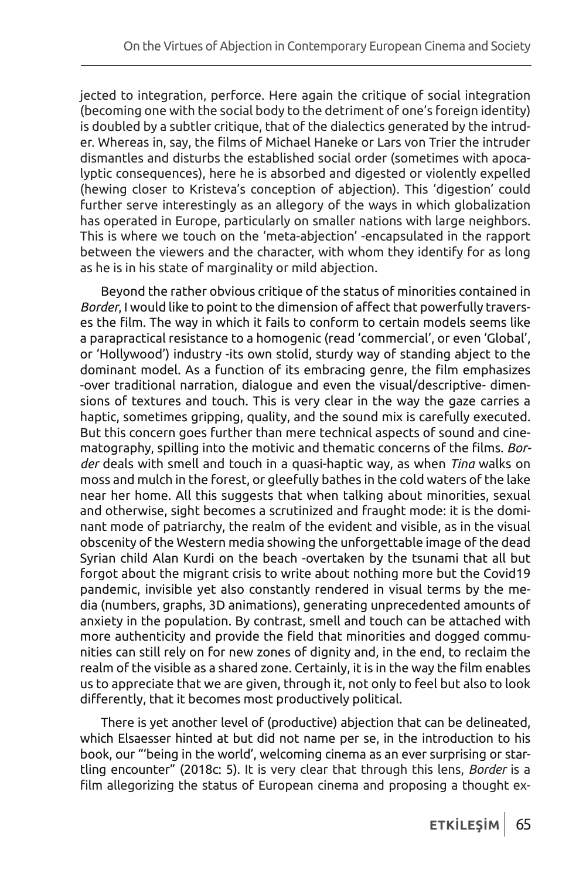jected to integration, perforce. Here again the critique of social integration (becoming one with the social body to the detriment of one's foreign identity) is doubled by a subtler critique, that of the dialectics generated by the intruder. Whereas in, say, the films of Michael Haneke or Lars von Trier the intruder dismantles and disturbs the established social order (sometimes with apocalyptic consequences), here he is absorbed and digested or violently expelled (hewing closer to Kristeva's conception of abjection). This 'digestion' could further serve interestingly as an allegory of the ways in which globalization has operated in Europe, particularly on smaller nations with large neighbors. This is where we touch on the 'meta-abjection' -encapsulated in the rapport between the viewers and the character, with whom they identify for as long as he is in his state of marginality or mild abjection.

Beyond the rather obvious critique of the status of minorities contained in *Border*, I would like to point to the dimension of affect that powerfully traverses the film. The way in which it fails to conform to certain models seems like a parapractical resistance to a homogenic (read 'commercial', or even 'Global', or 'Hollywood') industry -its own stolid, sturdy way of standing abject to the dominant model. As a function of its embracing genre, the film emphasizes -over traditional narration, dialogue and even the visual/descriptive- dimensions of textures and touch. This is very clear in the way the gaze carries a haptic, sometimes gripping, quality, and the sound mix is carefully executed. But this concern goes further than mere technical aspects of sound and cinematography, spilling into the motivic and thematic concerns of the films. *Border* deals with smell and touch in a quasi-haptic way, as when *Tina* walks on moss and mulch in the forest, or gleefully bathes in the cold waters of the lake near her home. All this suggests that when talking about minorities, sexual and otherwise, sight becomes a scrutinized and fraught mode: it is the dominant mode of patriarchy, the realm of the evident and visible, as in the visual obscenity of the Western media showing the unforgettable image of the dead Syrian child Alan Kurdi on the beach -overtaken by the tsunami that all but forgot about the migrant crisis to write about nothing more but the Covid19 pandemic, invisible yet also constantly rendered in visual terms by the media (numbers, graphs, 3D animations), generating unprecedented amounts of anxiety in the population. By contrast, smell and touch can be attached with more authenticity and provide the field that minorities and dogged communities can still rely on for new zones of dignity and, in the end, to reclaim the realm of the visible as a shared zone. Certainly, it is in the way the film enables us to appreciate that we are given, through it, not only to feel but also to look differently, that it becomes most productively political.

There is yet another level of (productive) abjection that can be delineated, which Elsaesser hinted at but did not name per se, in the introduction to his book, our "'being in the world', welcoming cinema as an ever surprising or startling encounter" (2018c: 5). It is very clear that through this lens, *Border* is a film allegorizing the status of European cinema and proposing a thought ex-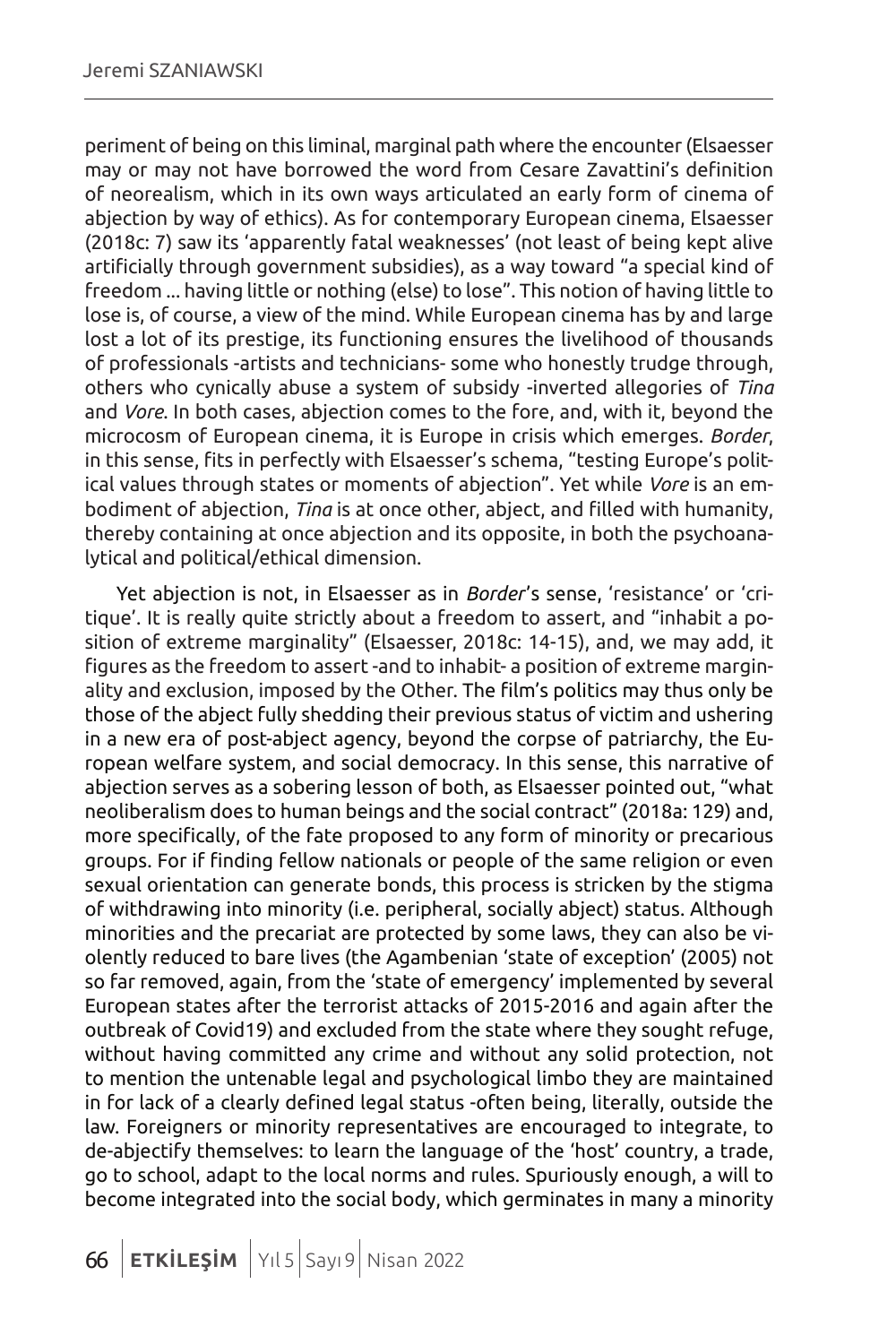periment of being on this liminal, marginal path where the encounter (Elsaesser may or may not have borrowed the word from Cesare Zavattini's definition of neorealism, which in its own ways articulated an early form of cinema of abjection by way of ethics). As for contemporary European cinema, Elsaesser (2018c: 7) saw its 'apparently fatal weaknesses' (not least of being kept alive artificially through government subsidies), as a way toward "a special kind of freedom ... having little or nothing (else) to lose". This notion of having little to lose is, of course, a view of the mind. While European cinema has by and large lost a lot of its prestige, its functioning ensures the livelihood of thousands of professionals -artists and technicians- some who honestly trudge through, others who cynically abuse a system of subsidy -inverted allegories of *Tina* and *Vore*. In both cases, abjection comes to the fore, and, with it, beyond the microcosm of European cinema, it is Europe in crisis which emerges. *Border*, in this sense, fits in perfectly with Elsaesser's schema, "testing Europe's political values through states or moments of abjection". Yet while *Vore* is an embodiment of abjection, *Tina* is at once other, abject, and filled with humanity, thereby containing at once abjection and its opposite, in both the psychoanalytical and political/ethical dimension.

Yet abjection is not, in Elsaesser as in *Border*'s sense, 'resistance' or 'critique'. It is really quite strictly about a freedom to assert, and "inhabit a position of extreme marginality" (Elsaesser, 2018c: 14-15), and, we may add, it figures as the freedom to assert -and to inhabit- a position of extreme marginality and exclusion, imposed by the Other. The film's politics may thus only be those of the abject fully shedding their previous status of victim and ushering in a new era of post-abject agency, beyond the corpse of patriarchy, the European welfare system, and social democracy. In this sense, this narrative of abjection serves as a sobering lesson of both, as Elsaesser pointed out, "what neoliberalism does to human beings and the social contract" (2018a: 129) and, more specifically, of the fate proposed to any form of minority or precarious groups. For if finding fellow nationals or people of the same religion or even sexual orientation can generate bonds, this process is stricken by the stigma of withdrawing into minority (i.e. peripheral, socially abject) status. Although minorities and the precariat are protected by some laws, they can also be violently reduced to bare lives (the Agambenian 'state of exception' (2005) not so far removed, again, from the 'state of emergency' implemented by several European states after the terrorist attacks of 2015-2016 and again after the outbreak of Covid19) and excluded from the state where they sought refuge, without having committed any crime and without any solid protection, not to mention the untenable legal and psychological limbo they are maintained in for lack of a clearly defined legal status -often being, literally, outside the law. Foreigners or minority representatives are encouraged to integrate, to de-abjectify themselves: to learn the language of the 'host' country, a trade, go to school, adapt to the local norms and rules. Spuriously enough, a will to become integrated into the social body, which germinates in many a minority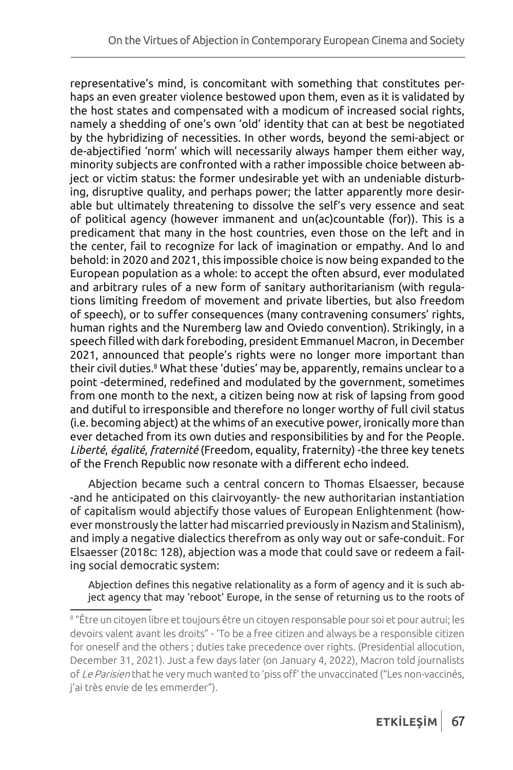representative's mind, is concomitant with something that constitutes perhaps an even greater violence bestowed upon them, even as it is validated by the host states and compensated with a modicum of increased social rights, namely a shedding of one's own 'old' identity that can at best be negotiated by the hybridizing of necessities. In other words, beyond the semi-abject or de-abjectified 'norm' which will necessarily always hamper them either way, minority subjects are confronted with a rather impossible choice between abject or victim status: the former undesirable yet with an undeniable disturbing, disruptive quality, and perhaps power; the latter apparently more desirable but ultimately threatening to dissolve the self's very essence and seat of political agency (however immanent and un(ac)countable (for)). This is a predicament that many in the host countries, even those on the left and in the center, fail to recognize for lack of imagination or empathy. And lo and behold: in 2020 and 2021, this impossible choice is now being expanded to the European population as a whole: to accept the often absurd, ever modulated and arbitrary rules of a new form of sanitary authoritarianism (with regulations limiting freedom of movement and private liberties, but also freedom of speech), or to suffer consequences (many contravening consumers' rights, human rights and the Nuremberg law and Oviedo convention). Strikingly, in a speech filled with dark foreboding, president Emmanuel Macron, in December 2021, announced that people's rights were no longer more important than their civil duties.[8] What these 'duties' may be, apparently, remains unclear to a point -determined, redefined and modulated by the government, sometimes from one month to the next, a citizen being now at risk of lapsing from good and dutiful to irresponsible and therefore no longer worthy of full civil status (i.e. becoming abject) at the whims of an executive power, ironically more than ever detached from its own duties and responsibilities by and for the People. *Liberté*, *égalité*, *fraternité* (Freedom, equality, fraternity) -the three key tenets of the French Republic now resonate with a different echo indeed.

Abjection became such a central concern to Thomas Elsaesser, because -and he anticipated on this clairvoyantly- the new authoritarian instantiation of capitalism would abjectify those values of European Enlightenment (however monstrously the latter had miscarried previously in Nazism and Stalinism), and imply a negative dialectics therefrom as only way out or safe-conduit. For Elsaesser (2018c: 128), abjection was a mode that could save or redeem a failing social democratic system:

> Abjection defines this negative relationality as a form of agency and it is such abject agency that may 'reboot' Europe, in the sense of returning us to the roots of

---

[8] "Être un citoyen libre et toujours être un citoyen responsable pour soi et pour autrui; les devoirs valent avant les droits" - 'To be a free citizen and always be a responsible citizen for oneself and the others ; duties take precedence over rights. (Presidential allocution, December 31, 2021). Just a few days later (on January 4, 2022), Macron told journalists of *Le Parisien* that he very much wanted to 'piss off' the unvaccinated ("Les non-vaccinés, j'ai très envie de les emmerder").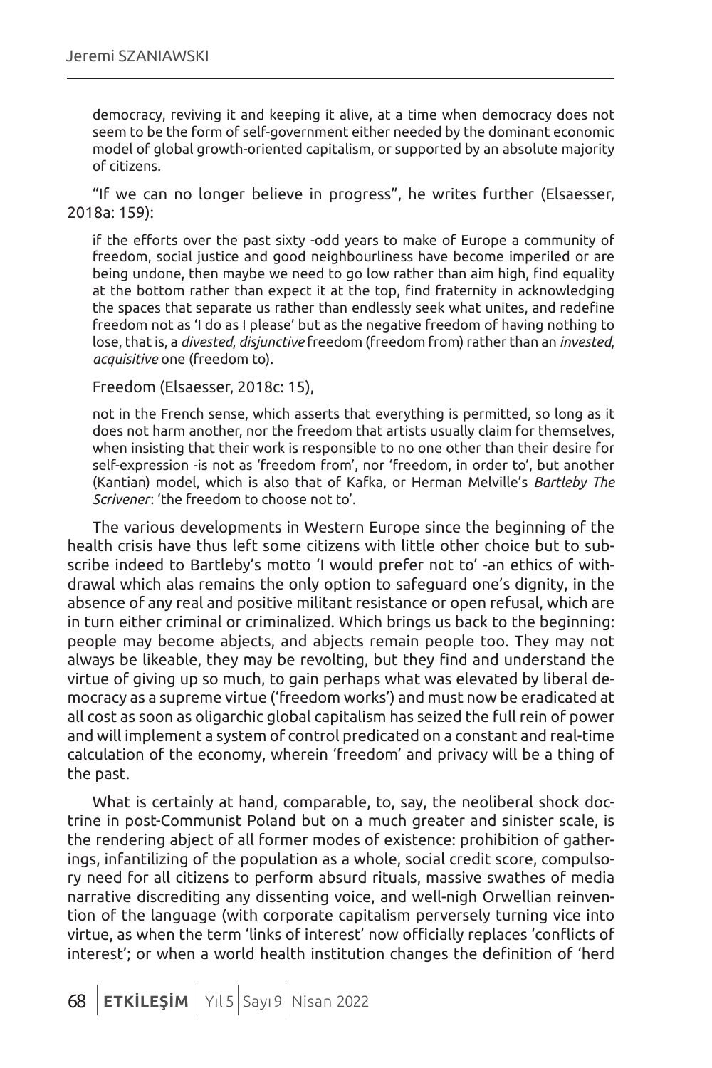> democracy, reviving it and keeping it alive, at a time when democracy does not seem to be the form of self-government either needed by the dominant economic model of global growth-oriented capitalism, or supported by an absolute majority of citizens.

"If we can no longer believe in progress", he writes further (Elsaesser, 2018a: 159):

> if the efforts over the past sixty -odd years to make of Europe a community of freedom, social justice and good neighbourliness have become imperiled or are being undone, then maybe we need to go low rather than aim high, find equality at the bottom rather than expect it at the top, find fraternity in acknowledging the spaces that separate us rather than endlessly seek what unites, and redefine freedom not as 'I do as I please' but as the negative freedom of having nothing to lose, that is, a *divested*, *disjunctive* freedom (freedom from) rather than an *invested*, *acquisitive* one (freedom to).

Freedom (Elsaesser, 2018c: 15),

> not in the French sense, which asserts that everything is permitted, so long as it does not harm another, nor the freedom that artists usually claim for themselves, when insisting that their work is responsible to no one other than their desire for self-expression -is not as 'freedom from', nor 'freedom, in order to', but another (Kantian) model, which is also that of Kafka, or Herman Melville's *Bartleby The Scrivener*: 'the freedom to choose not to'.

The various developments in Western Europe since the beginning of the health crisis have thus left some citizens with little other choice but to subscribe indeed to Bartleby's motto 'I would prefer not to' -an ethics of withdrawal which alas remains the only option to safeguard one's dignity, in the absence of any real and positive militant resistance or open refusal, which are in turn either criminal or criminalized. Which brings us back to the beginning: people may become abjects, and abjects remain people too. They may not always be likeable, they may be revolting, but they find and understand the virtue of giving up so much, to gain perhaps what was elevated by liberal democracy as a supreme virtue ('freedom works') and must now be eradicated at all cost as soon as oligarchic global capitalism has seized the full rein of power and will implement a system of control predicated on a constant and real-time calculation of the economy, wherein 'freedom' and privacy will be a thing of the past.

What is certainly at hand, comparable, to, say, the neoliberal shock doctrine in post-Communist Poland but on a much greater and sinister scale, is the rendering abject of all former modes of existence: prohibition of gatherings, infantilizing of the population as a whole, social credit score, compulsory need for all citizens to perform absurd rituals, massive swathes of media narrative discrediting any dissenting voice, and well-nigh Orwellian reinvention of the language (with corporate capitalism perversely turning vice into virtue, as when the term 'links of interest' now officially replaces 'conflicts of interest'; or when a world health institution changes the definition of 'herd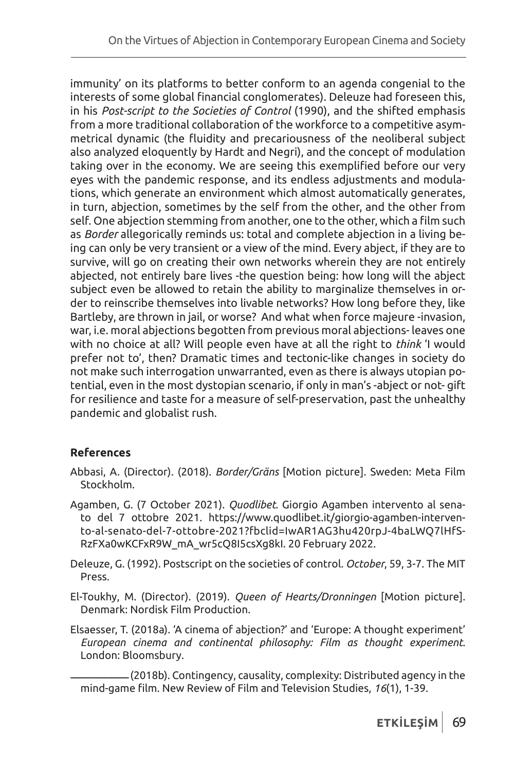immunity' on its platforms to better conform to an agenda congenial to the interests of some global financial conglomerates). Deleuze had foreseen this, in his *Post-script to the Societies of Control* (1990), and the shifted emphasis from a more traditional collaboration of the workforce to a competitive asymmetrical dynamic (the fluidity and precariousness of the neoliberal subject also analyzed eloquently by Hardt and Negri), and the concept of modulation taking over in the economy. We are seeing this exemplified before our very eyes with the pandemic response, and its endless adjustments and modulations, which generate an environment which almost automatically generates, in turn, abjection, sometimes by the self from the other, and the other from self. One abjection stemming from another, one to the other, which a film such as *Border* allegorically reminds us: total and complete abjection in a living being can only be very transient or a view of the mind. Every abject, if they are to survive, will go on creating their own networks wherein they are not entirely abjected, not entirely bare lives -the question being: how long will the abject subject even be allowed to retain the ability to marginalize themselves in order to reinscribe themselves into livable networks? How long before they, like Bartleby, are thrown in jail, or worse? And what when force majeure -invasion, war, i.e. moral abjections begotten from previous moral abjections- leaves one with no choice at all? Will people even have at all the right to *think* 'I would prefer not to', then? Dramatic times and tectonic-like changes in society do not make such interrogation unwarranted, even as there is always utopian potential, even in the most dystopian scenario, if only in man's -abject or not- gift for resilience and taste for a measure of self-preservation, past the unhealthy pandemic and globalist rush.

**References**

Abbasi, A. (Director). (2018). *Border/Gräns* [Motion picture]. Sweden: Meta Film Stockholm.

Agamben, G. (7 October 2021). *Quodlibet*. Giorgio Agamben intervento al senato del 7 ottobre 2021. https://www.quodlibet.it/giorgio-agamben-intervento-al-senato-del-7-ottobre-2021?fbclid=IwAR1AG3hu420rpJ-4baLWQ7lHfS-RzFXa0wKCFxR9W_mA_wr5cQ8I5csXg8kI. 20 February 2022.

Deleuze, G. (1992). Postscript on the societies of control. *October*, 59, 3-7. The MIT Press.

El-Toukhy, M. (Director). (2019). *Queen of Hearts/Dronningen* [Motion picture]. Denmark: Nordisk Film Production.

Elsaesser, T. (2018a). 'A cinema of abjection?' and 'Europe: A thought experiment' *European cinema and continental philosophy: Film as thought experiment*. London: Bloomsbury.

__________ (2018b). Contingency, causality, complexity: Distributed agency in the mind-game film. New Review of Film and Television Studies, *16*(1), 1-39.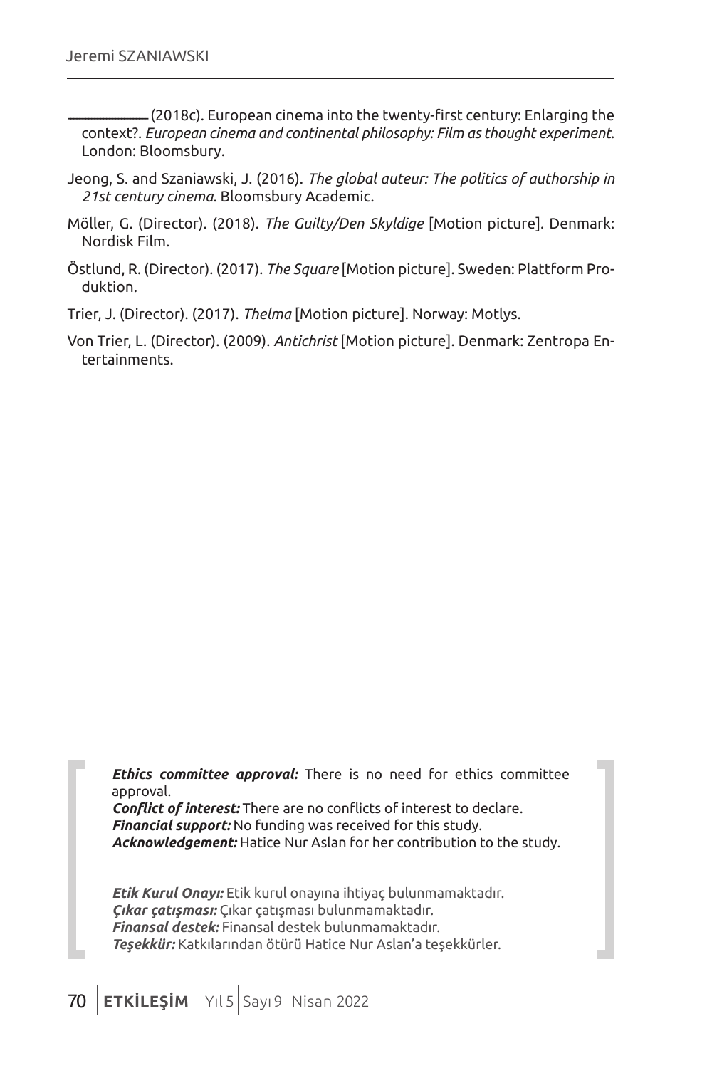\_\_\_\_\_\_\_\_\_\_\_\_ (2018c). European cinema into the twenty-first century: Enlarging the context?. *European cinema and continental philosophy: Film as thought experiment*. London: Bloomsbury.

Jeong, S. and Szaniawski, J. (2016). *The global auteur: The politics of authorship in 21st century cinema*. Bloomsbury Academic.

Möller, G. (Director). (2018). *The Guilty/Den Skyldige* [Motion picture]. Denmark: Nordisk Film.

Östlund, R. (Director). (2017). *The Square* [Motion picture]. Sweden: Plattform Produktion.

Trier, J. (Director). (2017). *Thelma* [Motion picture]. Norway: Motlys.

Von Trier, L. (Director). (2009). *Antichrist* [Motion picture]. Denmark: Zentropa Entertainments.

***Ethics committee approval:*** There is no need for ethics committee approval.
***Conflict of interest:*** There are no conflicts of interest to declare.
***Financial support:*** No funding was received for this study.
***Acknowledgement:*** Hatice Nur Aslan for her contribution to the study.

***Etik Kurul Onayı:*** Etik kurul onayına ihtiyaç bulunmamaktadır.
***Çıkar çatışması:*** Çıkar çatışması bulunmamaktadır.
***Finansal destek:*** Finansal destek bulunmamaktadır.
***Teşekkür:*** Katkılarından ötürü Hatice Nur Aslan'a teşekkürler.